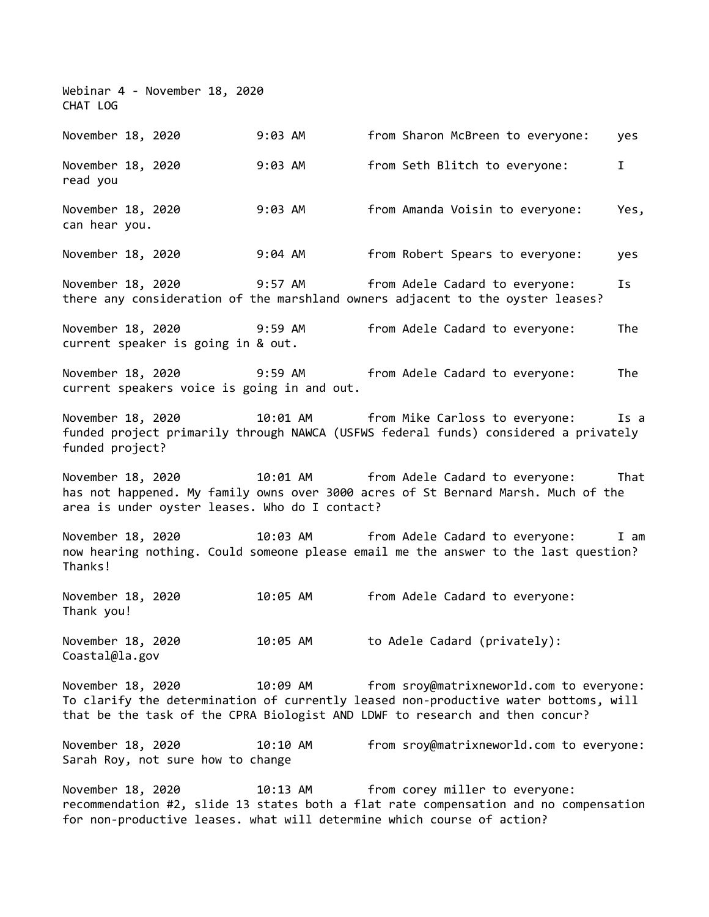Webinar 4 - November 18, 2020
CHAT LOG

November 18, 2020 9:03 AM from Sharon McBreen to everyone: yes

November 18, 2020 9:03 AM from Seth Blitch to everyone: I read you

November 18, 2020 9:03 AM from Amanda Voisin to everyone: Yes, can hear you.

November 18, 2020 9:04 AM from Robert Spears to everyone: yes

November 18, 2020 9:57 AM from Adele Cadard to everyone: Is there any consideration of the marshland owners adjacent to the oyster leases?

November 18, 2020 9:59 AM from Adele Cadard to everyone: The current speaker is going in & out.

November 18, 2020 9:59 AM from Adele Cadard to everyone: The current speakers voice is going in and out.

November 18, 2020 10:01 AM from Mike Carloss to everyone: Is a funded project primarily through NAWCA (USFWS federal funds) considered a privately funded project?

November 18, 2020 10:01 AM from Adele Cadard to everyone: That has not happened. My family owns over 3000 acres of St Bernard Marsh. Much of the area is under oyster leases. Who do I contact?

November 18, 2020 10:03 AM from Adele Cadard to everyone: I am now hearing nothing. Could someone please email me the answer to the last question? Thanks!

November 18, 2020 10:05 AM from Adele Cadard to everyone: Thank you!

November 18, 2020 10:05 AM to Adele Cadard (privately): Coastal@la.gov

November 18, 2020 10:09 AM from sroy@matrixneworld.com to everyone: To clarify the determination of currently leased non-productive water bottoms, will that be the task of the CPRA Biologist AND LDWF to research and then concur?

November 18, 2020 10:10 AM from sroy@matrixneworld.com to everyone: Sarah Roy, not sure how to change

November 18, 2020 10:13 AM from corey miller to everyone: recommendation #2, slide 13 states both a flat rate compensation and no compensation for non-productive leases. what will determine which course of action?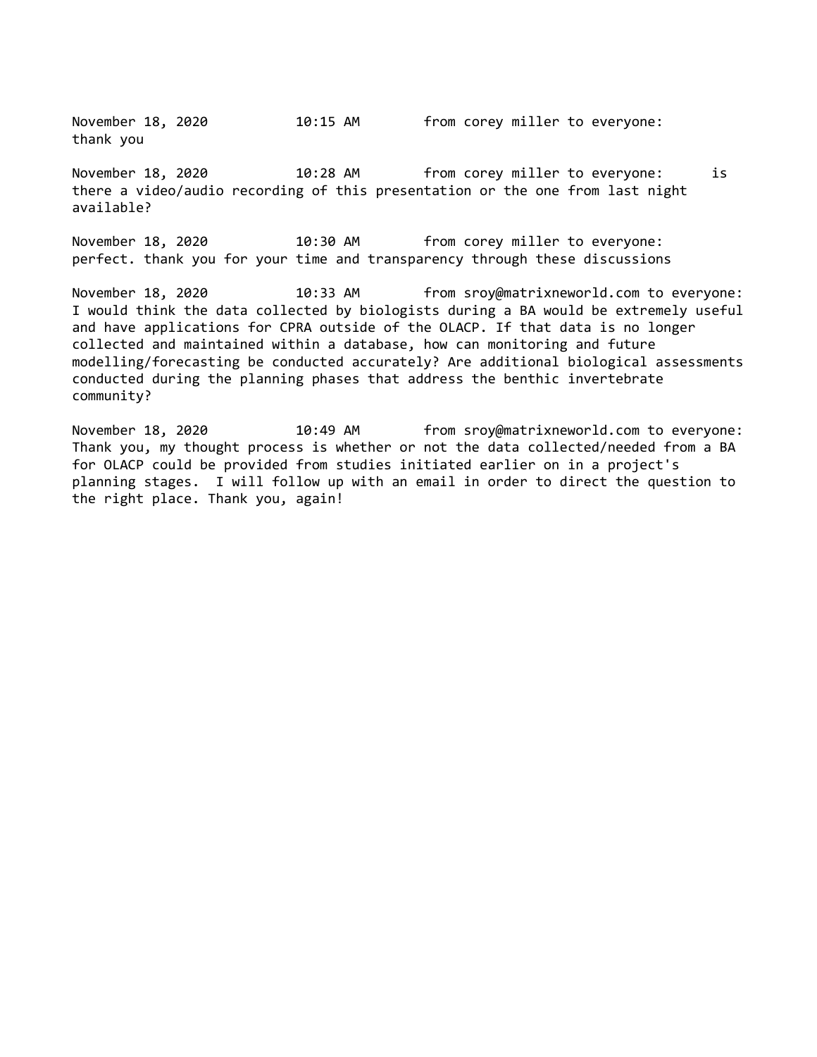November 18, 2020 10:15 AM from corey miller to everyone:
thank you

November 18, 2020 10:28 AM from corey miller to everyone: is there a video/audio recording of this presentation or the one from last night available?

November 18, 2020 10:30 AM from corey miller to everyone:
perfect. thank you for your time and transparency through these discussions

November 18, 2020 10:33 AM from sroy@matrixneworld.com to everyone:
I would think the data collected by biologists during a BA would be extremely useful and have applications for CPRA outside of the OLACP. If that data is no longer collected and maintained within a database, how can monitoring and future modelling/forecasting be conducted accurately? Are additional biological assessments conducted during the planning phases that address the benthic invertebrate community?

November 18, 2020 10:49 AM from sroy@matrixneworld.com to everyone:
Thank you, my thought process is whether or not the data collected/needed from a BA for OLACP could be provided from studies initiated earlier on in a project's planning stages. I will follow up with an email in order to direct the question to the right place. Thank you, again!